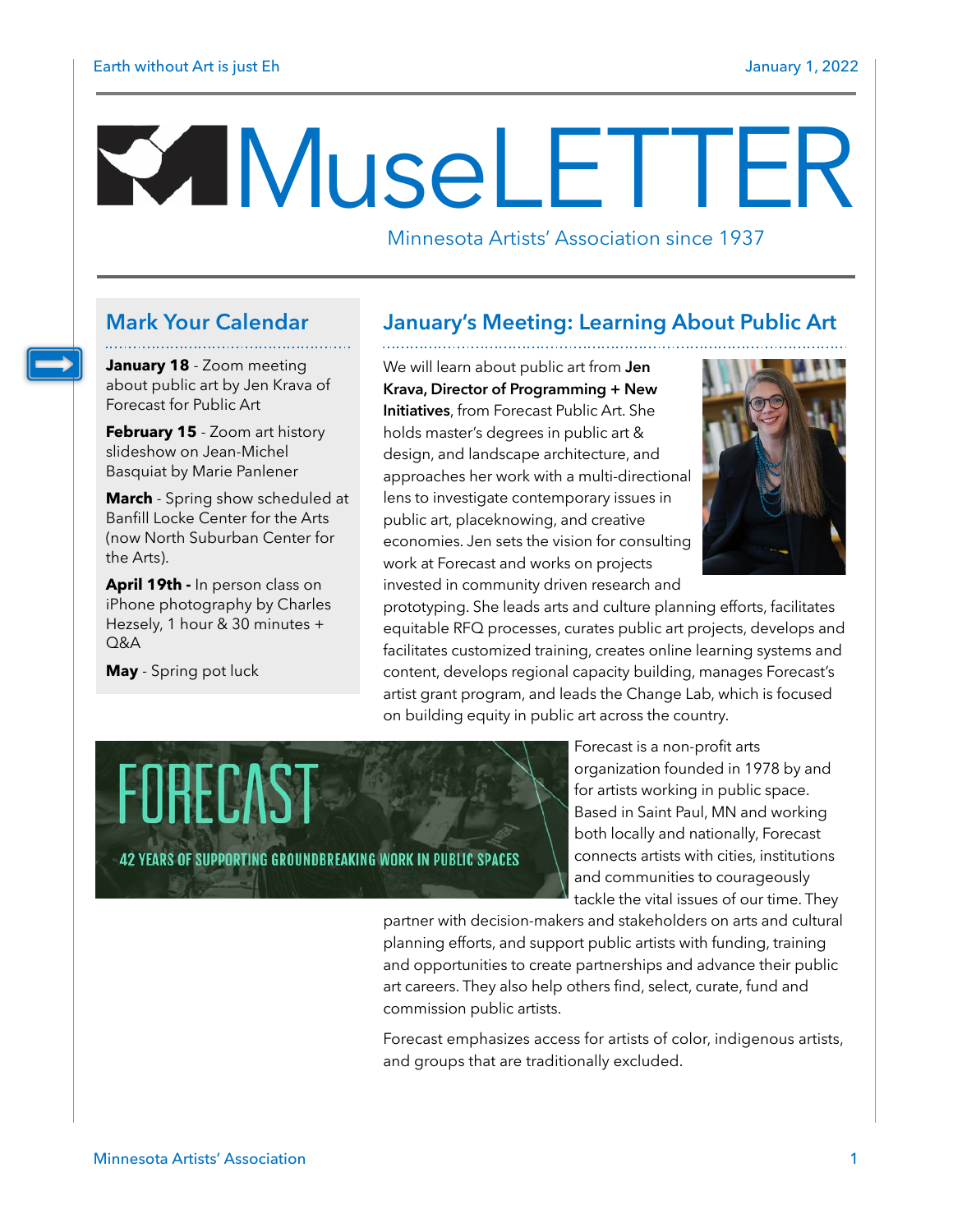# MuseLETTER

Minnesota Artists' Association since 1937

## Mark Your Calendar

**January 18** - Zoom meeting about public art by Jen Krava of Forecast for Public Art

**February 15** - Zoom art history slideshow on Jean-Michel Basquiat by Marie Panlener

**March** - Spring show scheduled at Banfill Locke Center for the Arts (now North Suburban Center for the Arts).

**April 19th -** In person class on iPhone photography by Charles Hezsely, 1 hour & 30 minutes + Q&A

**May** - Spring pot luck

## January's Meeting: Learning About Public Art

We will learn about public art from **Jen Krava, Director of Programming + New Initiatives**, from Forecast Public Art. She holds master's degrees in public art & design, and landscape architecture, and approaches her work with a multi-directional lens to investigate contemporary issues in public art, placeknowing, and creative economies. Jen sets the vision for consulting work at Forecast and works on projects invested in community driven research and prototyping. She leads arts and culture planning efforts, facilitates equitable RFQ processes, curates public art projects, develops and facilitates customized training, creates online learning systems and content, develops regional capacity building, manages Forecast's artist grant program, and leads the Change Lab, which is focused on building equity in public art across the country.

FORECAST

42 YEARS OF SUPPORTING GROUNDBREAKING WORK IN PUBLIC SPACES

Forecast is a non-profit arts organization founded in 1978 by and for artists working in public space. Based in Saint Paul, MN and working both locally and nationally, Forecast connects artists with cities, institutions and communities to courageously tackle the vital issues of our time. They partner with decision-makers and stakeholders on arts and cultural planning efforts, and support public artists with funding, training and opportunities to create partnerships and advance their public art careers. They also help others find, select, curate, fund and commission public artists.

Forecast emphasizes access for artists of color, indigenous artists, and groups that are traditionally excluded.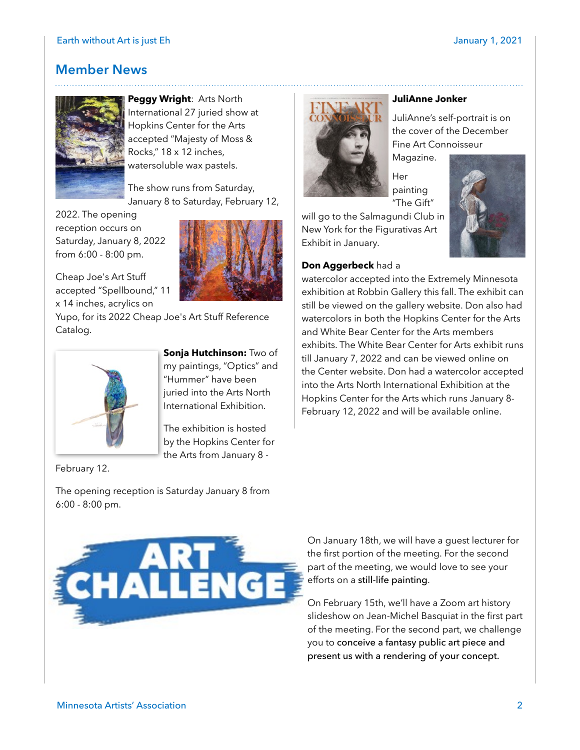## Member News

**Peggy Wright**: Arts North International 27 juried show at Hopkins Center for the Arts accepted "Majesty of Moss & Rocks," 18 x 12 inches, watersoluble wax pastels.

The show runs from Saturday, January 8 to Saturday, February 12, 2022. The opening reception occurs on Saturday, January 8, 2022 from 6:00 - 8:00 pm.

Cheap Joe's Art Stuff accepted "Spellbound," 11 x 14 inches, acrylics on Yupo, for its 2022 Cheap Joe's Art Stuff Reference Catalog.

**Sonja Hutchinson:** Two of my paintings, "Optics" and "Hummer" have been juried into the Arts North International Exhibition.

The exhibition is hosted by the Hopkins Center for the Arts from January 8 - February 12.

The opening reception is Saturday January 8 from 6:00 - 8:00 pm.

**JuliAnne Jonker**

JuliAnne's self-portrait is on the cover of the December Fine Art Connoisseur Magazine.

Her painting "The Gift" will go to the Salmagundi Club in New York for the Figurativas Art Exhibit in January.

**Don Aggerbeck** had a watercolor accepted into the Extremely Minnesota exhibition at Robbin Gallery this fall. The exhibit can still be viewed on the gallery website. Don also had watercolors in both the Hopkins Center for the Arts and White Bear Center for the Arts members exhibits. The White Bear Center for Arts exhibit runs till January 7, 2022 and can be viewed online on the Center website. Don had a watercolor accepted into the Arts North International Exhibition at the Hopkins Center for the Arts which runs January 8-February 12, 2022 and will be available online.

## ART CHALLENGE

On January 18th, we will have a guest lecturer for the first portion of the meeting. For the second part of the meeting, we would love to see your efforts on a still-life painting.

On February 15th, we'll have a Zoom art history slideshow on Jean-Michel Basquiat in the first part of the meeting. For the second part, we challenge you to conceive a fantasy public art piece and present us with a rendering of your concept.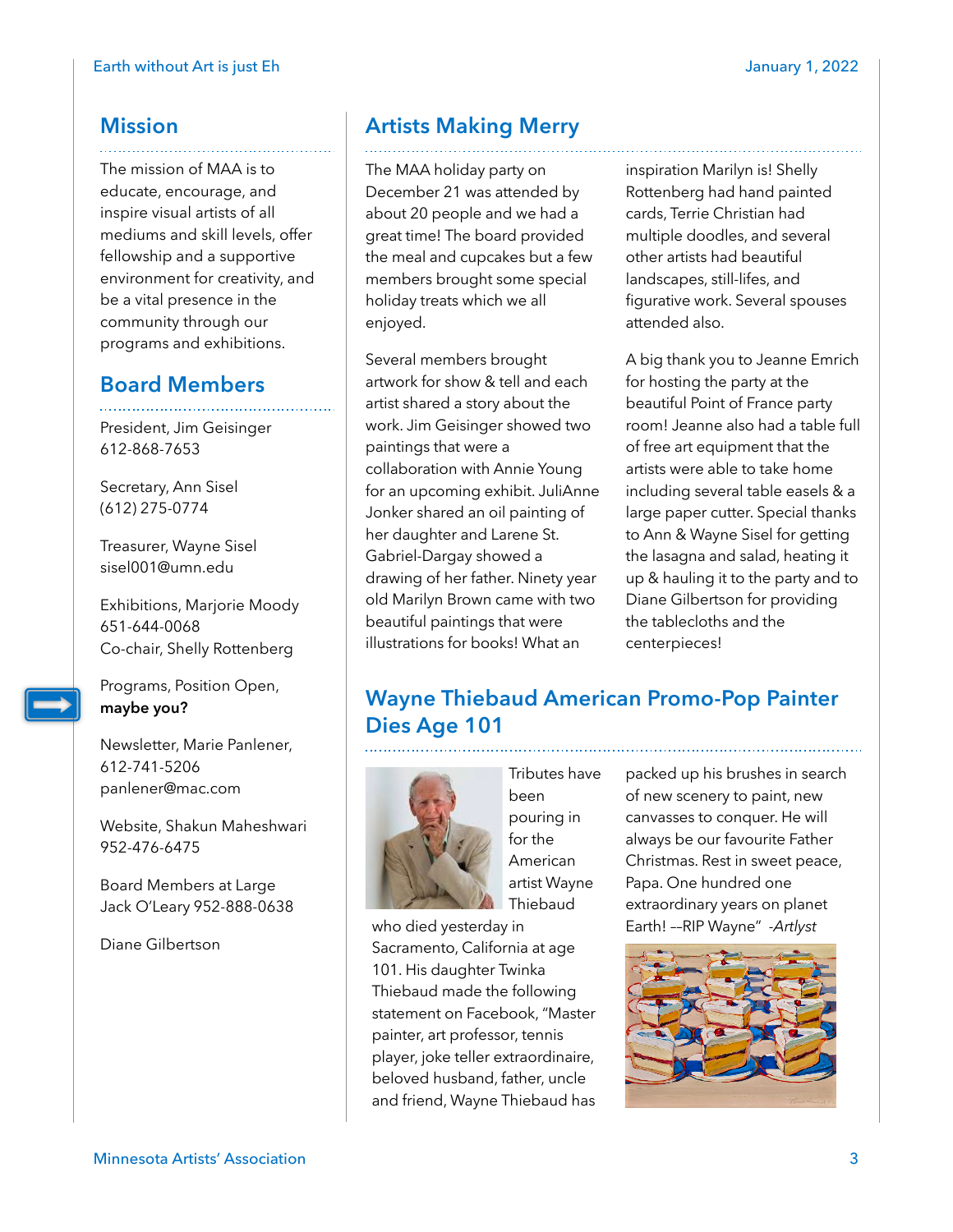## Mission

The mission of MAA is to educate, encourage, and inspire visual artists of all mediums and skill levels, offer fellowship and a supportive environment for creativity, and be a vital presence in the community through our programs and exhibitions.

## Board Members

President, Jim Geisinger
612-868-7653

Secretary, Ann Sisel
(612) 275-0774

Treasurer, Wayne Sisel
sisel001@umn.edu

Exhibitions, Marjorie Moody
651-644-0068
Co-chair, Shelly Rottenberg

Programs, Position Open, **maybe you?**

Newsletter, Marie Panlener,
612-741-5206
panlener@mac.com

Website, Shakun Maheshwari
952-476-6475

Board Members at Large
Jack O'Leary 952-888-0638

Diane Gilbertson

## Artists Making Merry

The MAA holiday party on December 21 was attended by about 20 people and we had a great time! The board provided the meal and cupcakes but a few members brought some special holiday treats which we all enjoyed.

Several members brought artwork for show & tell and each artist shared a story about the work. Jim Geisinger showed two paintings that were a collaboration with Annie Young for an upcoming exhibit. JuliAnne Jonker shared an oil painting of her daughter and Larene St. Gabriel-Dargay showed a drawing of her father. Ninety year old Marilyn Brown came with two beautiful paintings that were illustrations for books! What an inspiration Marilyn is! Shelly Rottenberg had hand painted cards, Terrie Christian had multiple doodles, and several other artists had beautiful landscapes, still-lifes, and figurative work. Several spouses attended also.

A big thank you to Jeanne Emrich for hosting the party at the beautiful Point of France party room! Jeanne also had a table full of free art equipment that the artists were able to take home including several table easels & a large paper cutter. Special thanks to Ann & Wayne Sisel for getting the lasagna and salad, heating it up & hauling it to the party and to Diane Gilbertson for providing the tablecloths and the centerpieces!

## Wayne Thiebaud American Promo-Pop Painter Dies Age 101

Tributes have been pouring in for the American artist Wayne Thiebaud who died yesterday in Sacramento, California at age 101. His daughter Twinka Thiebaud made the following statement on Facebook, "Master painter, art professor, tennis player, joke teller extraordinaire, beloved husband, father, uncle and friend, Wayne Thiebaud has packed up his brushes in search of new scenery to paint, new canvasses to conquer. He will always be our favourite Father Christmas. Rest in sweet peace, Papa. One hundred one extraordinary years on planet Earth! --RIP Wayne" *-Artlyst*